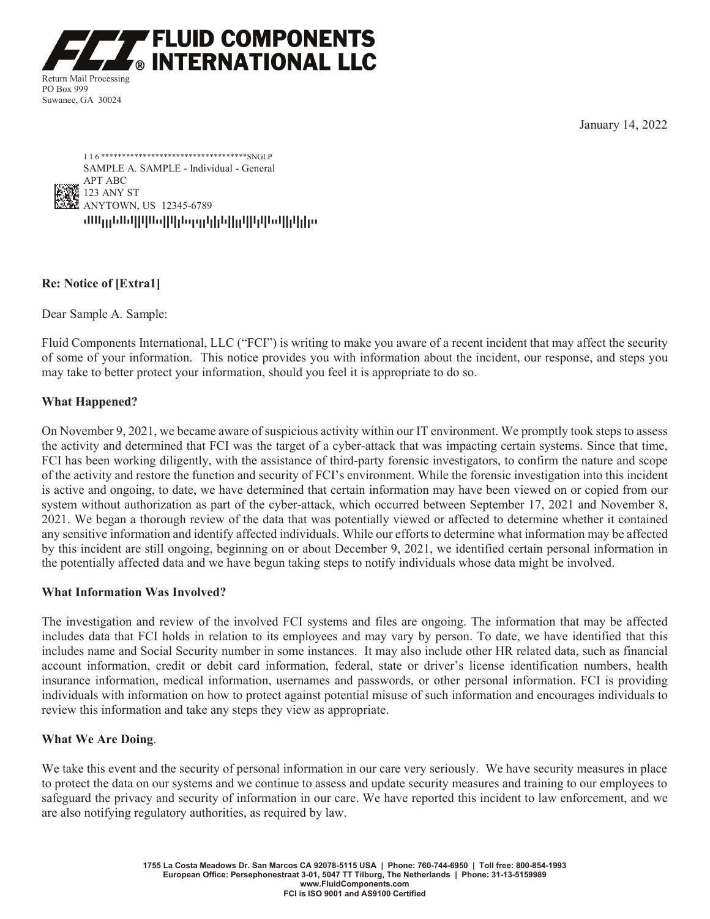# FCI FLUID COMPONENTS INTERNATIONAL LLC

Return Mail Processing
PO Box 999
Suwanee, GA 30024

January 14, 2022

1 1 6 ************************************SNGLP
SAMPLE A. SAMPLE - Individual - General
APT ABC
123 ANY ST
ANYTOWN, US 12345-6789

**Re: Notice of [Extra1]**

Dear Sample A. Sample:

Fluid Components International, LLC ("FCI") is writing to make you aware of a recent incident that may affect the security of some of your information. This notice provides you with information about the incident, our response, and steps you may take to better protect your information, should you feel it is appropriate to do so.

**What Happened?**

On November 9, 2021, we became aware of suspicious activity within our IT environment. We promptly took steps to assess the activity and determined that FCI was the target of a cyber-attack that was impacting certain systems. Since that time, FCI has been working diligently, with the assistance of third-party forensic investigators, to confirm the nature and scope of the activity and restore the function and security of FCI's environment. While the forensic investigation into this incident is active and ongoing, to date, we have determined that certain information may have been viewed on or copied from our system without authorization as part of the cyber-attack, which occurred between September 17, 2021 and November 8, 2021. We began a thorough review of the data that was potentially viewed or affected to determine whether it contained any sensitive information and identify affected individuals. While our efforts to determine what information may be affected by this incident are still ongoing, beginning on or about December 9, 2021, we identified certain personal information in the potentially affected data and we have begun taking steps to notify individuals whose data might be involved.

**What Information Was Involved?**

The investigation and review of the involved FCI systems and files are ongoing. The information that may be affected includes data that FCI holds in relation to its employees and may vary by person. To date, we have identified that this includes name and Social Security number in some instances. It may also include other HR related data, such as financial account information, credit or debit card information, federal, state or driver's license identification numbers, health insurance information, medical information, usernames and passwords, or other personal information. FCI is providing individuals with information on how to protect against potential misuse of such information and encourages individuals to review this information and take any steps they view as appropriate.

**What We Are Doing**.

We take this event and the security of personal information in our care very seriously. We have security measures in place to protect the data on our systems and we continue to assess and update security measures and training to our employees to safeguard the privacy and security of information in our care. We have reported this incident to law enforcement, and we are also notifying regulatory authorities, as required by law.

1755 La Costa Meadows Dr. San Marcos CA 92078-5115 USA | Phone: 760-744-6950 | Toll free: 800-854-1993
European Office: Persephonestraat 3-01, 5047 TT Tilburg, The Netherlands | Phone: 31-13-5159989
www.FluidComponents.com
FCI is ISO 9001 and AS9100 Certified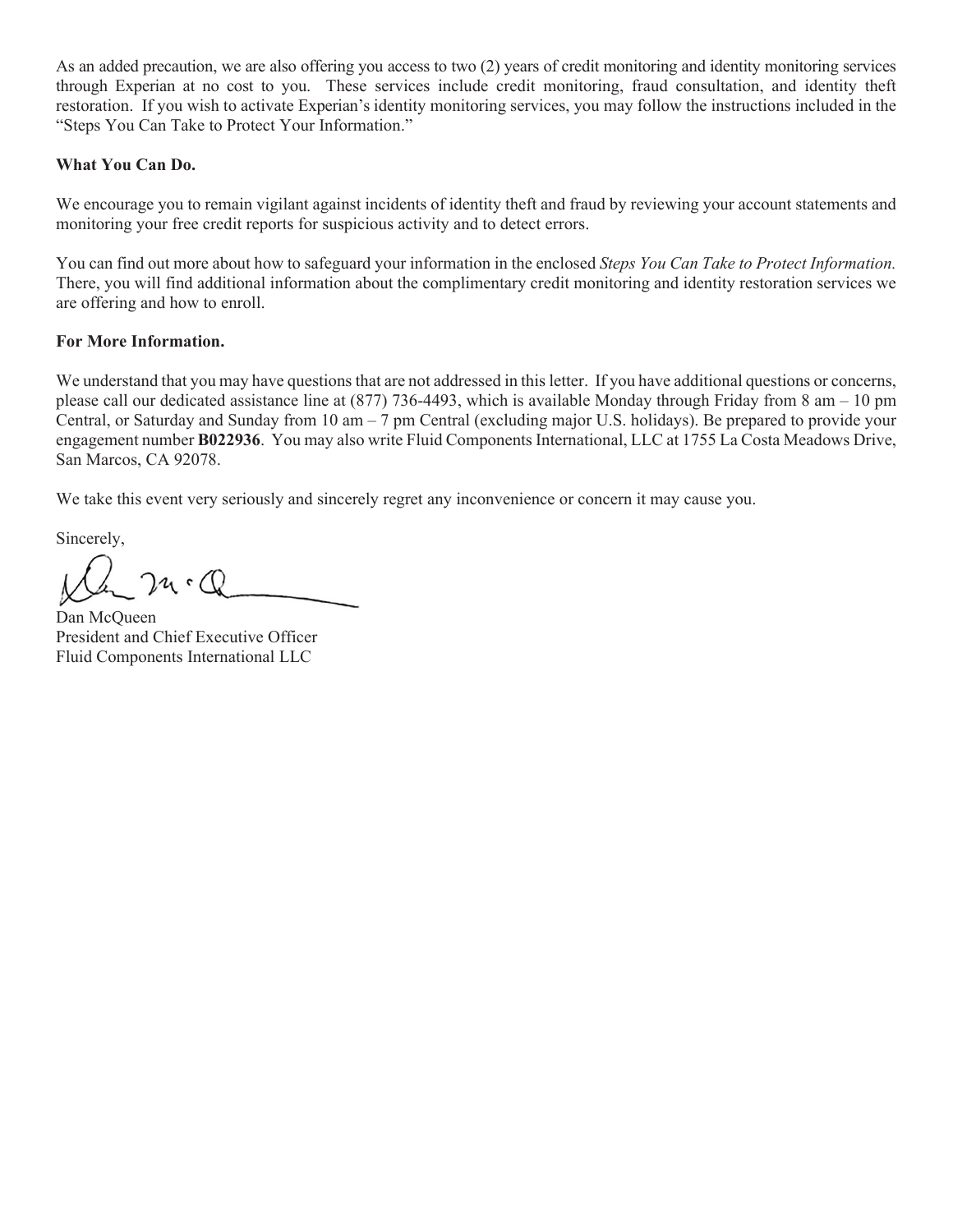As an added precaution, we are also offering you access to two (2) years of credit monitoring and identity monitoring services through Experian at no cost to you. These services include credit monitoring, fraud consultation, and identity theft restoration. If you wish to activate Experian's identity monitoring services, you may follow the instructions included in the "Steps You Can Take to Protect Your Information."

**What You Can Do.**

We encourage you to remain vigilant against incidents of identity theft and fraud by reviewing your account statements and monitoring your free credit reports for suspicious activity and to detect errors.

You can find out more about how to safeguard your information in the enclosed *Steps You Can Take to Protect Information.* There, you will find additional information about the complimentary credit monitoring and identity restoration services we are offering and how to enroll.

**For More Information.**

We understand that you may have questions that are not addressed in this letter. If you have additional questions or concerns, please call our dedicated assistance line at (877) 736-4493, which is available Monday through Friday from 8 am – 10 pm Central, or Saturday and Sunday from 10 am – 7 pm Central (excluding major U.S. holidays). Be prepared to provide your engagement number **B022936**. You may also write Fluid Components International, LLC at 1755 La Costa Meadows Drive, San Marcos, CA 92078.

We take this event very seriously and sincerely regret any inconvenience or concern it may cause you.

Sincerely,

Dan McQueen
President and Chief Executive Officer
Fluid Components International LLC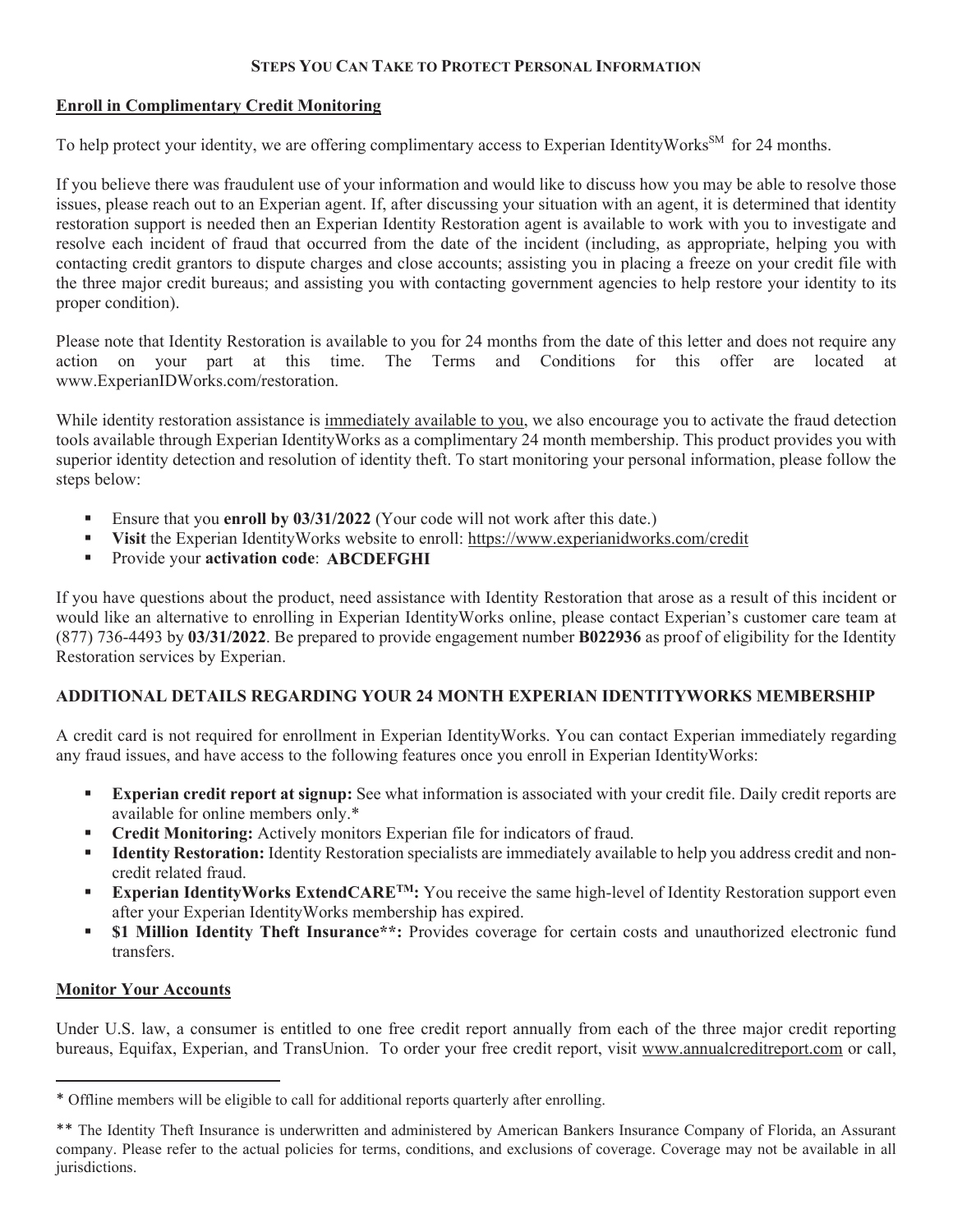## Steps You Can Take to Protect Personal Information

**Enroll in Complimentary Credit Monitoring**

To help protect your identity, we are offering complimentary access to Experian IdentityWorks[SM] for 24 months.

If you believe there was fraudulent use of your information and would like to discuss how you may be able to resolve those issues, please reach out to an Experian agent. If, after discussing your situation with an agent, it is determined that identity restoration support is needed then an Experian Identity Restoration agent is available to work with you to investigate and resolve each incident of fraud that occurred from the date of the incident (including, as appropriate, helping you with contacting credit grantors to dispute charges and close accounts; assisting you in placing a freeze on your credit file with the three major credit bureaus; and assisting you with contacting government agencies to help restore your identity to its proper condition).

Please note that Identity Restoration is available to you for 24 months from the date of this letter and does not require any action on your part at this time. The Terms and Conditions for this offer are located at www.ExperianIDWorks.com/restoration.

While identity restoration assistance is immediately available to you, we also encourage you to activate the fraud detection tools available through Experian IdentityWorks as a complimentary 24 month membership. This product provides you with superior identity detection and resolution of identity theft. To start monitoring your personal information, please follow the steps below:

- Ensure that you **enroll by 03/31/2022** (Your code will not work after this date.)
- **Visit** the Experian IdentityWorks website to enroll: https://www.experianidworks.com/credit
- Provide your **activation code**: **ABCDEFGHI**

If you have questions about the product, need assistance with Identity Restoration that arose as a result of this incident or would like an alternative to enrolling in Experian IdentityWorks online, please contact Experian's customer care team at (877) 736-4493 by **03/31/2022**. Be prepared to provide engagement number **B022936** as proof of eligibility for the Identity Restoration services by Experian.

**ADDITIONAL DETAILS REGARDING YOUR 24 MONTH EXPERIAN IDENTITYWORKS MEMBERSHIP**

A credit card is not required for enrollment in Experian IdentityWorks. You can contact Experian immediately regarding any fraud issues, and have access to the following features once you enroll in Experian IdentityWorks:

- **Experian credit report at signup:** See what information is associated with your credit file. Daily credit reports are available for online members only.*
- **Credit Monitoring:** Actively monitors Experian file for indicators of fraud.
- **Identity Restoration:** Identity Restoration specialists are immediately available to help you address credit and non-credit related fraud.
- **Experian IdentityWorks ExtendCARE[TM]:** You receive the same high-level of Identity Restoration support even after your Experian IdentityWorks membership has expired.
- **$1 Million Identity Theft Insurance**:** Provides coverage for certain costs and unauthorized electronic fund transfers.

**Monitor Your Accounts**

Under U.S. law, a consumer is entitled to one free credit report annually from each of the three major credit reporting bureaus, Equifax, Experian, and TransUnion. To order your free credit report, visit www.annualcreditreport.com or call,

---

* Offline members will be eligible to call for additional reports quarterly after enrolling.

** The Identity Theft Insurance is underwritten and administered by American Bankers Insurance Company of Florida, an Assurant company. Please refer to the actual policies for terms, conditions, and exclusions of coverage. Coverage may not be available in all jurisdictions.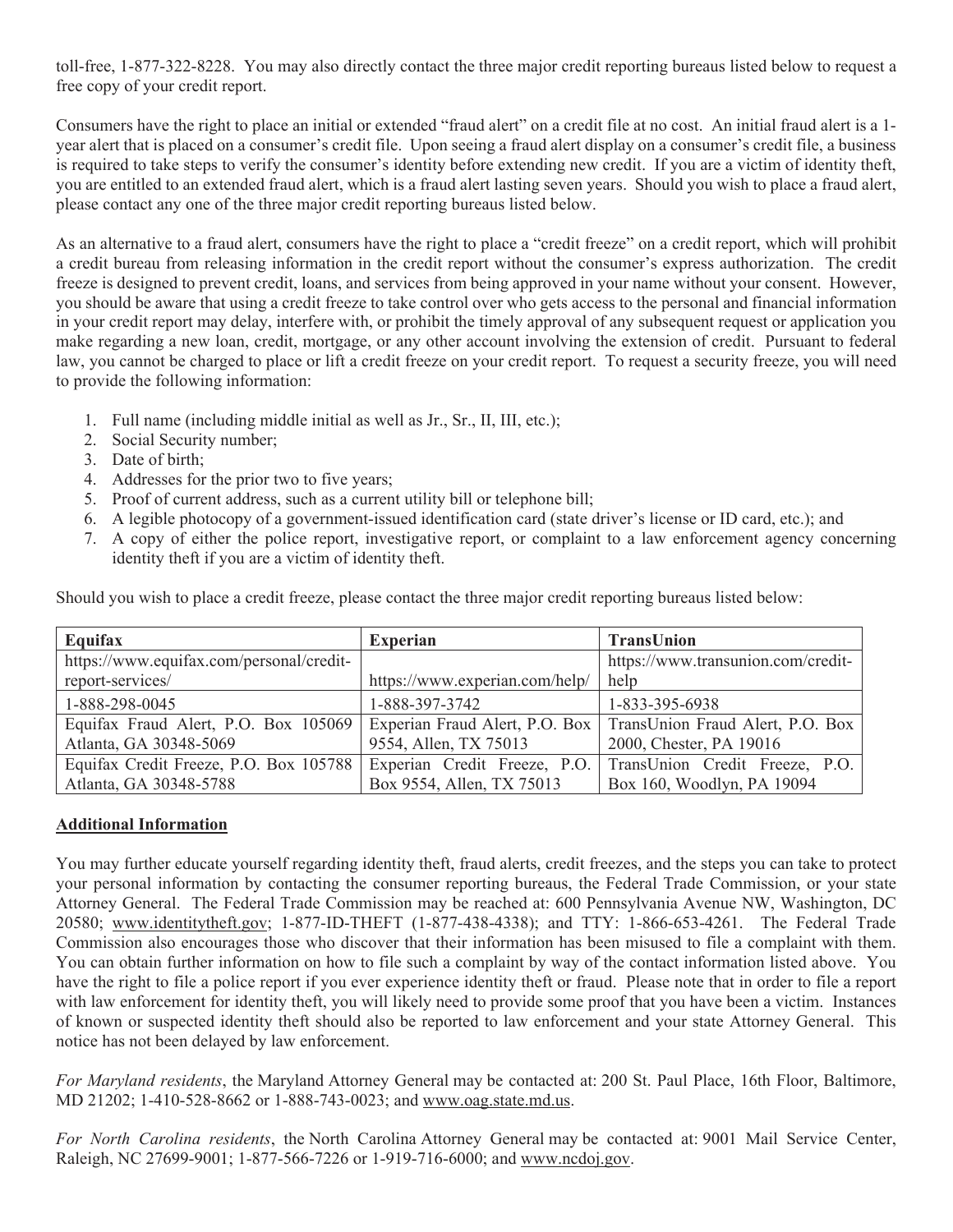toll-free, 1-877-322-8228. You may also directly contact the three major credit reporting bureaus listed below to request a free copy of your credit report.

Consumers have the right to place an initial or extended "fraud alert" on a credit file at no cost. An initial fraud alert is a 1-year alert that is placed on a consumer's credit file. Upon seeing a fraud alert display on a consumer's credit file, a business is required to take steps to verify the consumer's identity before extending new credit. If you are a victim of identity theft, you are entitled to an extended fraud alert, which is a fraud alert lasting seven years. Should you wish to place a fraud alert, please contact any one of the three major credit reporting bureaus listed below.

As an alternative to a fraud alert, consumers have the right to place a "credit freeze" on a credit report, which will prohibit a credit bureau from releasing information in the credit report without the consumer's express authorization. The credit freeze is designed to prevent credit, loans, and services from being approved in your name without your consent. However, you should be aware that using a credit freeze to take control over who gets access to the personal and financial information in your credit report may delay, interfere with, or prohibit the timely approval of any subsequent request or application you make regarding a new loan, credit, mortgage, or any other account involving the extension of credit. Pursuant to federal law, you cannot be charged to place or lift a credit freeze on your credit report. To request a security freeze, you will need to provide the following information:

1. Full name (including middle initial as well as Jr., Sr., II, III, etc.);
2. Social Security number;
3. Date of birth;
4. Addresses for the prior two to five years;
5. Proof of current address, such as a current utility bill or telephone bill;
6. A legible photocopy of a government-issued identification card (state driver's license or ID card, etc.); and
7. A copy of either the police report, investigative report, or complaint to a law enforcement agency concerning identity theft if you are a victim of identity theft.

Should you wish to place a credit freeze, please contact the three major credit reporting bureaus listed below:

| **Equifax** | **Experian** | **TransUnion** |
|---|---|---|
| https://www.equifax.com/personal/credit-report-services/ | https://www.experian.com/help/ | https://www.transunion.com/credit-help |
| 1-888-298-0045 | 1-888-397-3742 | 1-833-395-6938 |
| Equifax Fraud Alert, P.O. Box 105069 Atlanta, GA 30348-5069 | Experian Fraud Alert, P.O. Box 9554, Allen, TX 75013 | TransUnion Fraud Alert, P.O. Box 2000, Chester, PA 19016 |
| Equifax Credit Freeze, P.O. Box 105788 Atlanta, GA 30348-5788 | Experian Credit Freeze, P.O. Box 9554, Allen, TX 75013 | TransUnion Credit Freeze, P.O. Box 160, Woodlyn, PA 19094 |

**Additional Information**

You may further educate yourself regarding identity theft, fraud alerts, credit freezes, and the steps you can take to protect your personal information by contacting the consumer reporting bureaus, the Federal Trade Commission, or your state Attorney General. The Federal Trade Commission may be reached at: 600 Pennsylvania Avenue NW, Washington, DC 20580; www.identitytheft.gov; 1-877-ID-THEFT (1-877-438-4338); and TTY: 1-866-653-4261. The Federal Trade Commission also encourages those who discover that their information has been misused to file a complaint with them. You can obtain further information on how to file such a complaint by way of the contact information listed above. You have the right to file a police report if you ever experience identity theft or fraud. Please note that in order to file a report with law enforcement for identity theft, you will likely need to provide some proof that you have been a victim. Instances of known or suspected identity theft should also be reported to law enforcement and your state Attorney General. This notice has not been delayed by law enforcement.

*For Maryland residents*, the Maryland Attorney General may be contacted at: 200 St. Paul Place, 16th Floor, Baltimore, MD 21202; 1-410-528-8662 or 1-888-743-0023; and www.oag.state.md.us.

*For North Carolina residents*, the North Carolina Attorney General may be contacted at: 9001 Mail Service Center, Raleigh, NC 27699-9001; 1-877-566-7226 or 1-919-716-6000; and www.ncdoj.gov.